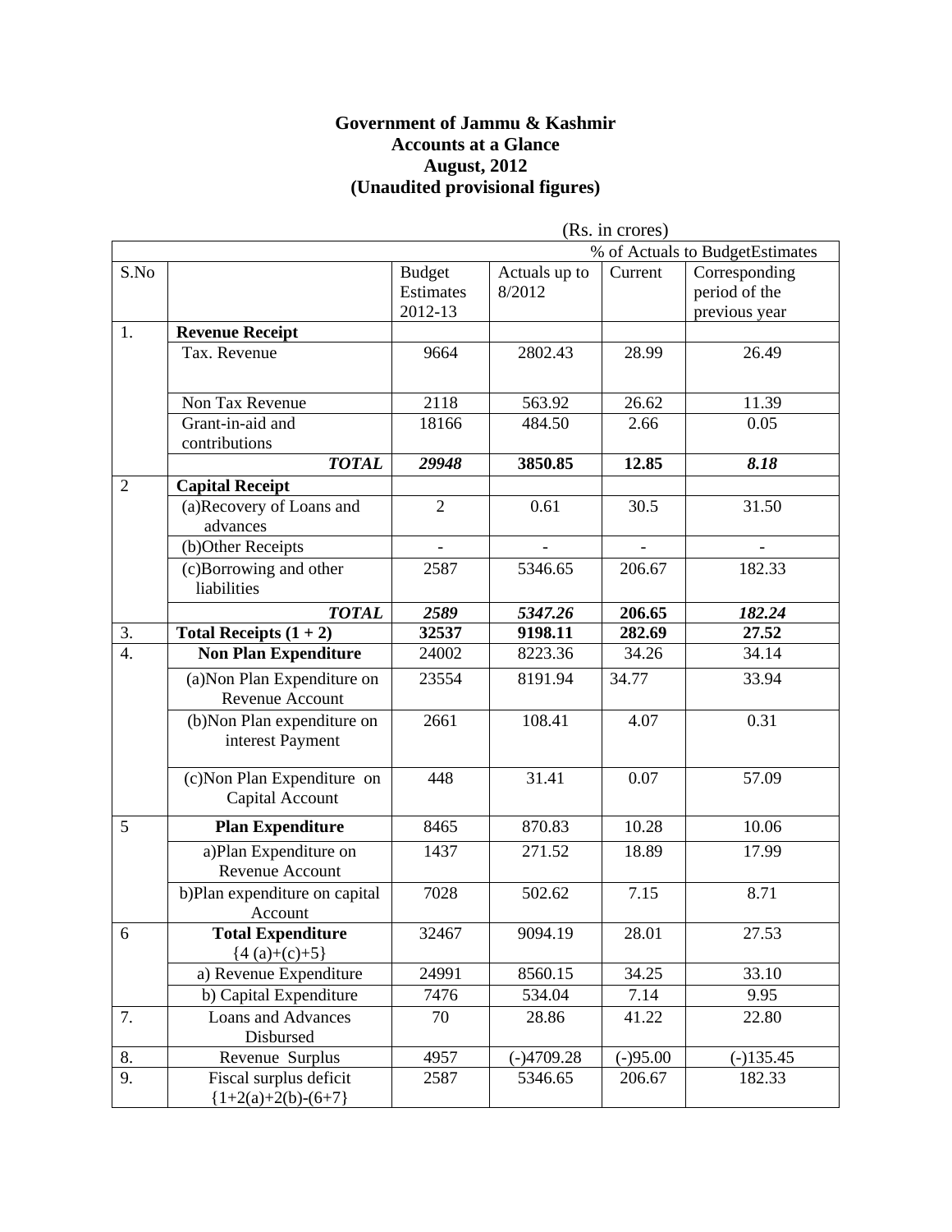**Government of Jammu & Kashmir**
**Accounts at a Glance**
**August, 2012**
**(Unaudited provisional figures)**

(Rs. in crores)

| S.No | | Budget Estimates 2012-13 | Actuals up to 8/2012 | % of Actuals to BudgetEstimates | |
|---|---|---|---|---|---|
| | | | | Current | Corresponding period of the previous year |
| 1. | **Revenue Receipt** | | | | |
| | Tax. Revenue | 9664 | 2802.43 | 28.99 | 26.49 |
| | Non Tax Revenue | 2118 | 563.92 | 26.62 | 11.39 |
| | Grant-in-aid and contributions | 18166 | 484.50 | 2.66 | 0.05 |
| | ***TOTAL*** | ***29948*** | **3850.85** | **12.85** | ***8.18*** |
| 2 | **Capital Receipt** | | | | |
| | (a)Recovery of Loans and advances | 2 | 0.61 | 30.5 | 31.50 |
| | (b)Other Receipts | - | - | - | - |
| | (c)Borrowing and other liabilities | 2587 | 5346.65 | 206.67 | 182.33 |
| | ***TOTAL*** | ***2589*** | ***5347.26*** | **206.65** | ***182.24*** |
| 3. | **Total Receipts (1 + 2)** | **32537** | **9198.11** | **282.69** | **27.52** |
| 4. | **Non Plan Expenditure** | 24002 | 8223.36 | 34.26 | 34.14 |
| | (a)Non Plan Expenditure on Revenue Account | 23554 | 8191.94 | 34.77 | 33.94 |
| | (b)Non Plan expenditure on interest Payment | 2661 | 108.41 | 4.07 | 0.31 |
| | (c)Non Plan Expenditure on Capital Account | 448 | 31.41 | 0.07 | 57.09 |
| 5 | **Plan Expenditure** | 8465 | 870.83 | 10.28 | 10.06 |
| | a)Plan Expenditure on Revenue Account | 1437 | 271.52 | 18.89 | 17.99 |
| | b)Plan expenditure on capital Account | 7028 | 502.62 | 7.15 | 8.71 |
| 6 | **Total Expenditure** {4 (a)+(c)+5} | 32467 | 9094.19 | 28.01 | 27.53 |
| | a) Revenue Expenditure | 24991 | 8560.15 | 34.25 | 33.10 |
| | b) Capital Expenditure | 7476 | 534.04 | 7.14 | 9.95 |
| 7. | Loans and Advances Disbursed | 70 | 28.86 | 41.22 | 22.80 |
| 8. | Revenue Surplus | 4957 | (-)4709.28 | (-)95.00 | (-)135.45 |
| 9. | Fiscal surplus deficit {1+2(a)+2(b)-(6+7} | 2587 | 5346.65 | 206.67 | 182.33 |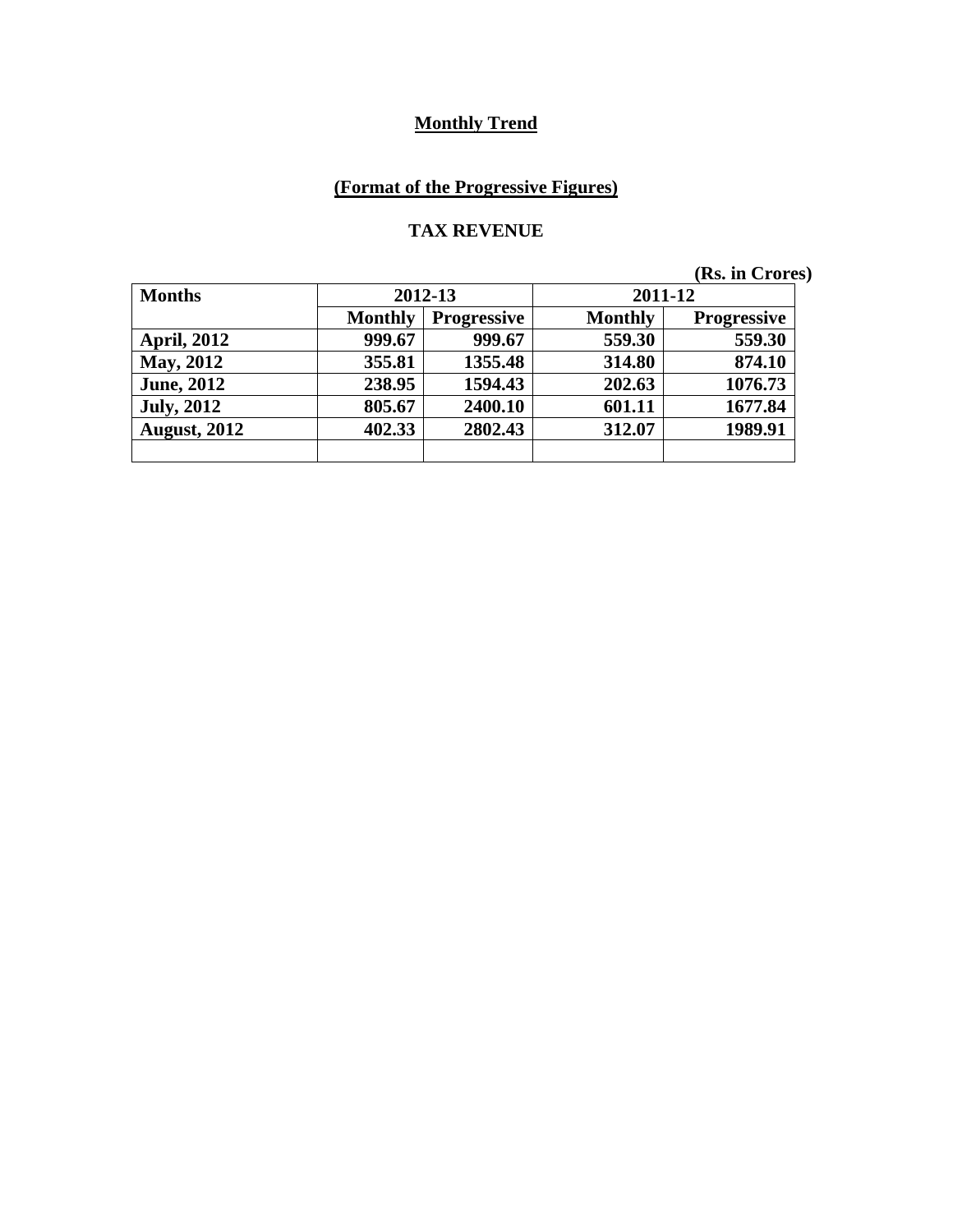**Monthly Trend**

**(Format of the Progressive Figures)**

**TAX REVENUE**

**(Rs. in Crores)**

| Months | 2012-13 | | 2011-12 | |
|---|---|---|---|---|
| | Monthly | Progressive | Monthly | Progressive |
| April, 2012 | 999.67 | 999.67 | 559.30 | 559.30 |
| May, 2012 | 355.81 | 1355.48 | 314.80 | 874.10 |
| June, 2012 | 238.95 | 1594.43 | 202.63 | 1076.73 |
| July, 2012 | 805.67 | 2400.10 | 601.11 | 1677.84 |
| August, 2012 | 402.33 | 2802.43 | 312.07 | 1989.91 |
| | | | | |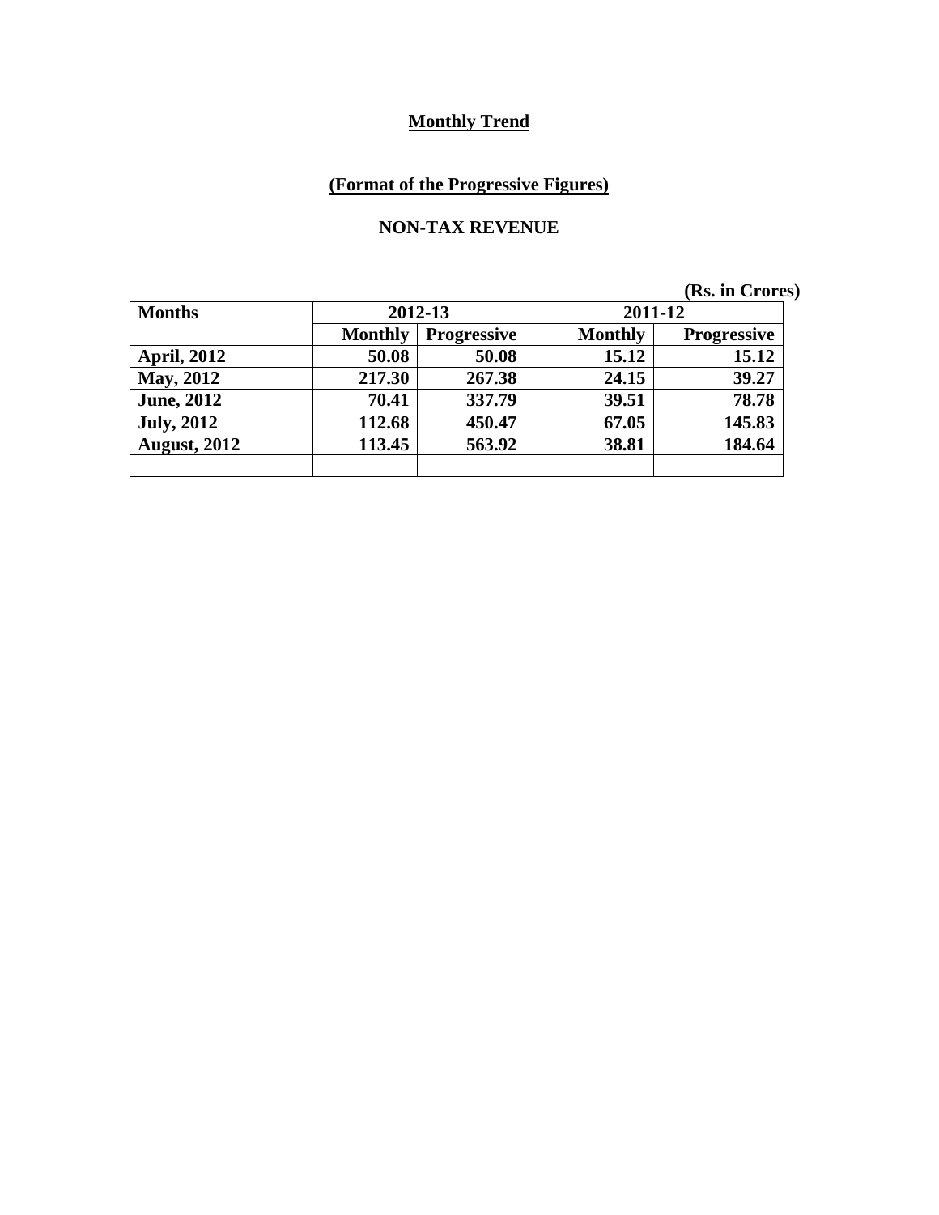**Monthly Trend**

**(Format of the Progressive Figures)**

**NON-TAX REVENUE**

**(Rs. in Crores)**

| Months | 2012-13 | | 2011-12 | |
|---|---|---|---|---|
| | Monthly | Progressive | Monthly | Progressive |
| April, 2012 | 50.08 | 50.08 | 15.12 | 15.12 |
| May, 2012 | 217.30 | 267.38 | 24.15 | 39.27 |
| June, 2012 | 70.41 | 337.79 | 39.51 | 78.78 |
| July, 2012 | 112.68 | 450.47 | 67.05 | 145.83 |
| August, 2012 | 113.45 | 563.92 | 38.81 | 184.64 |
| | | | | |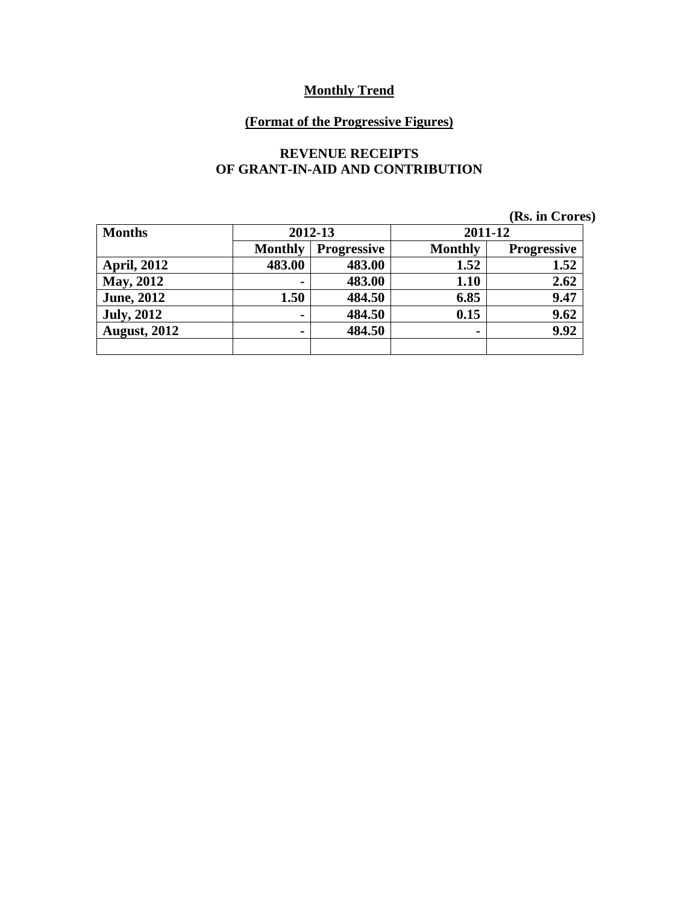**Monthly Trend**

**(Format of the Progressive Figures)**

**REVENUE RECEIPTS OF GRANT-IN-AID AND CONTRIBUTION**

**(Rs. in Crores)**

| Months | 2012-13 | | 2011-12 | |
|---|---|---|---|---|
| | Monthly | Progressive | Monthly | Progressive |
| April, 2012 | 483.00 | 483.00 | 1.52 | 1.52 |
| May, 2012 | - | 483.00 | 1.10 | 2.62 |
| June, 2012 | 1.50 | 484.50 | 6.85 | 9.47 |
| July, 2012 | - | 484.50 | 0.15 | 9.62 |
| August, 2012 | - | 484.50 | - | 9.92 |
| | | | | |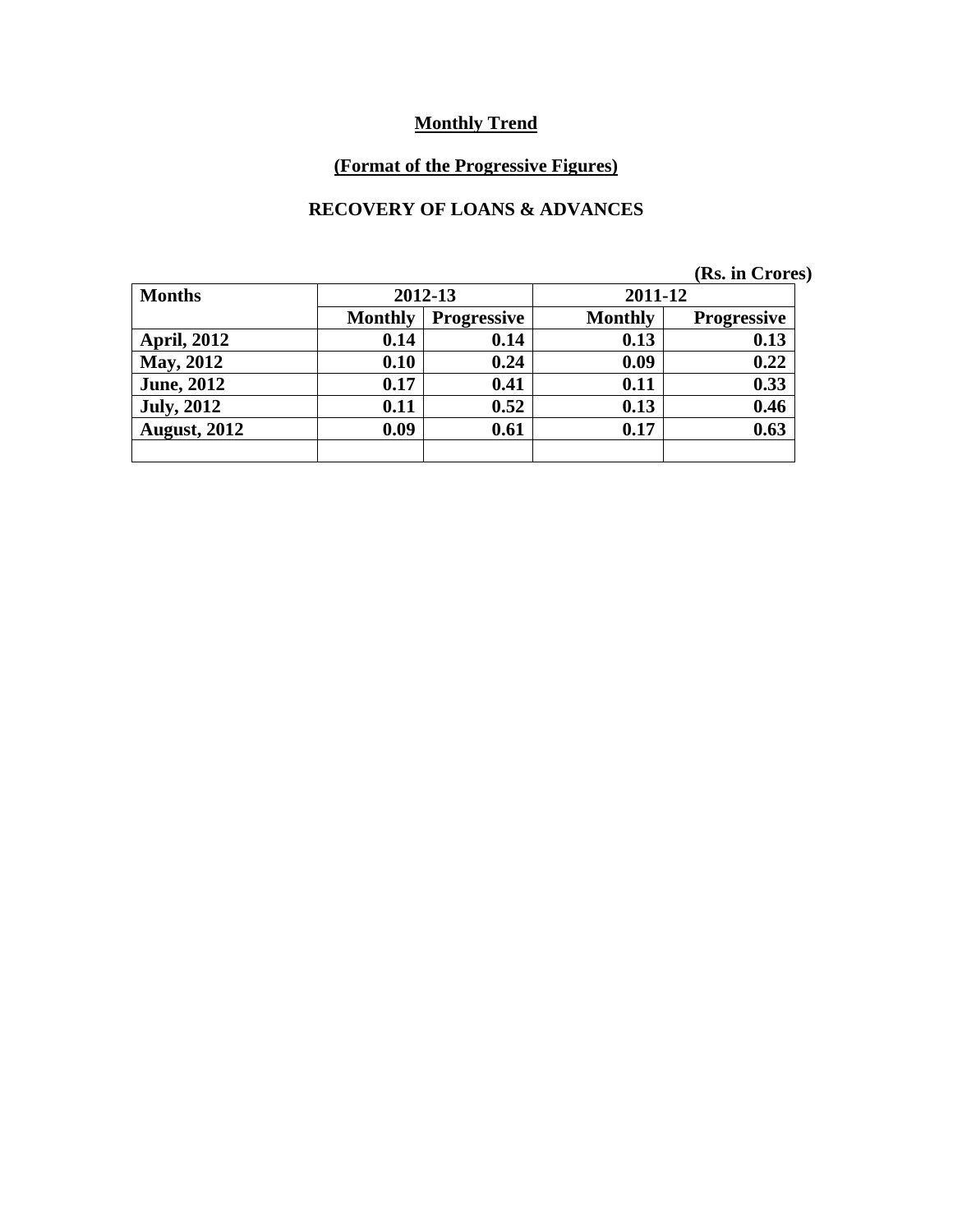**Monthly Trend**

**(Format of the Progressive Figures)**

**RECOVERY OF LOANS & ADVANCES**

**(Rs. in Crores)**

| Months | 2012-13 | | 2011-12 | |
|---|---|---|---|---|
| | Monthly | Progressive | Monthly | Progressive |
| April, 2012 | 0.14 | 0.14 | 0.13 | 0.13 |
| May, 2012 | 0.10 | 0.24 | 0.09 | 0.22 |
| June, 2012 | 0.17 | 0.41 | 0.11 | 0.33 |
| July, 2012 | 0.11 | 0.52 | 0.13 | 0.46 |
| August, 2012 | 0.09 | 0.61 | 0.17 | 0.63 |
| | | | | |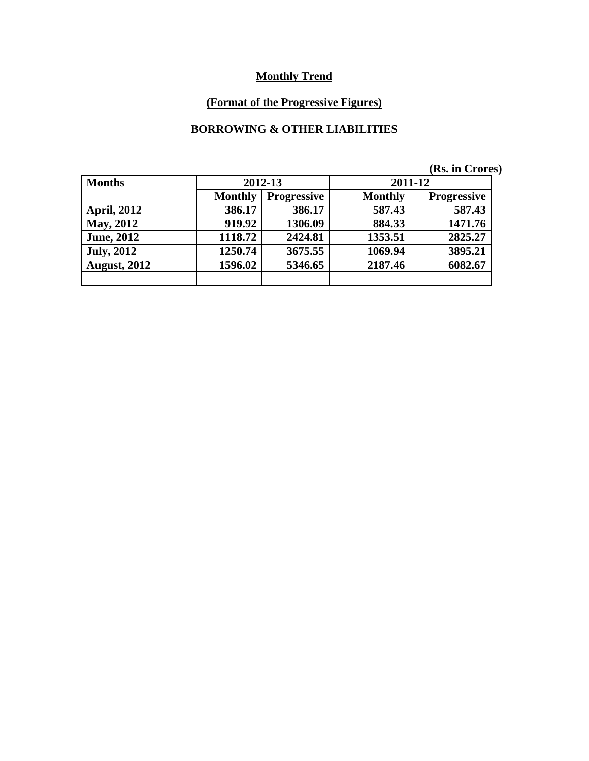## Monthly Trend

## (Format of the Progressive Figures)

### BORROWING & OTHER LIABILITIES

**(Rs. in Crores)**

| Months | 2012-13 | | 2011-12 | |
|---|---|---|---|---|
| | Monthly | Progressive | Monthly | Progressive |
| April, 2012 | 386.17 | 386.17 | 587.43 | 587.43 |
| May, 2012 | 919.92 | 1306.09 | 884.33 | 1471.76 |
| June, 2012 | 1118.72 | 2424.81 | 1353.51 | 2825.27 |
| July, 2012 | 1250.74 | 3675.55 | 1069.94 | 3895.21 |
| August, 2012 | 1596.02 | 5346.65 | 2187.46 | 6082.67 |
| | | | | |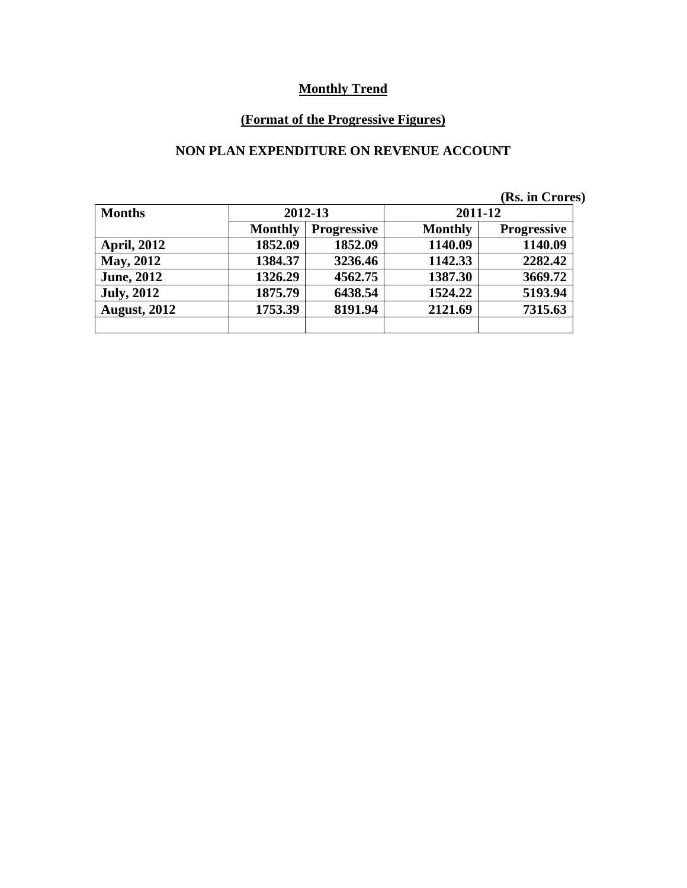**Monthly Trend**

**(Format of the Progressive Figures)**

**NON PLAN EXPENDITURE ON REVENUE ACCOUNT**

**(Rs. in Crores)**

| Months | 2012-13 | | 2011-12 | |
|---|---|---|---|---|
| | Monthly | Progressive | Monthly | Progressive |
| April, 2012 | 1852.09 | 1852.09 | 1140.09 | 1140.09 |
| May, 2012 | 1384.37 | 3236.46 | 1142.33 | 2282.42 |
| June, 2012 | 1326.29 | 4562.75 | 1387.30 | 3669.72 |
| July, 2012 | 1875.79 | 6438.54 | 1524.22 | 5193.94 |
| August, 2012 | 1753.39 | 8191.94 | 2121.69 | 7315.63 |
| | | | | |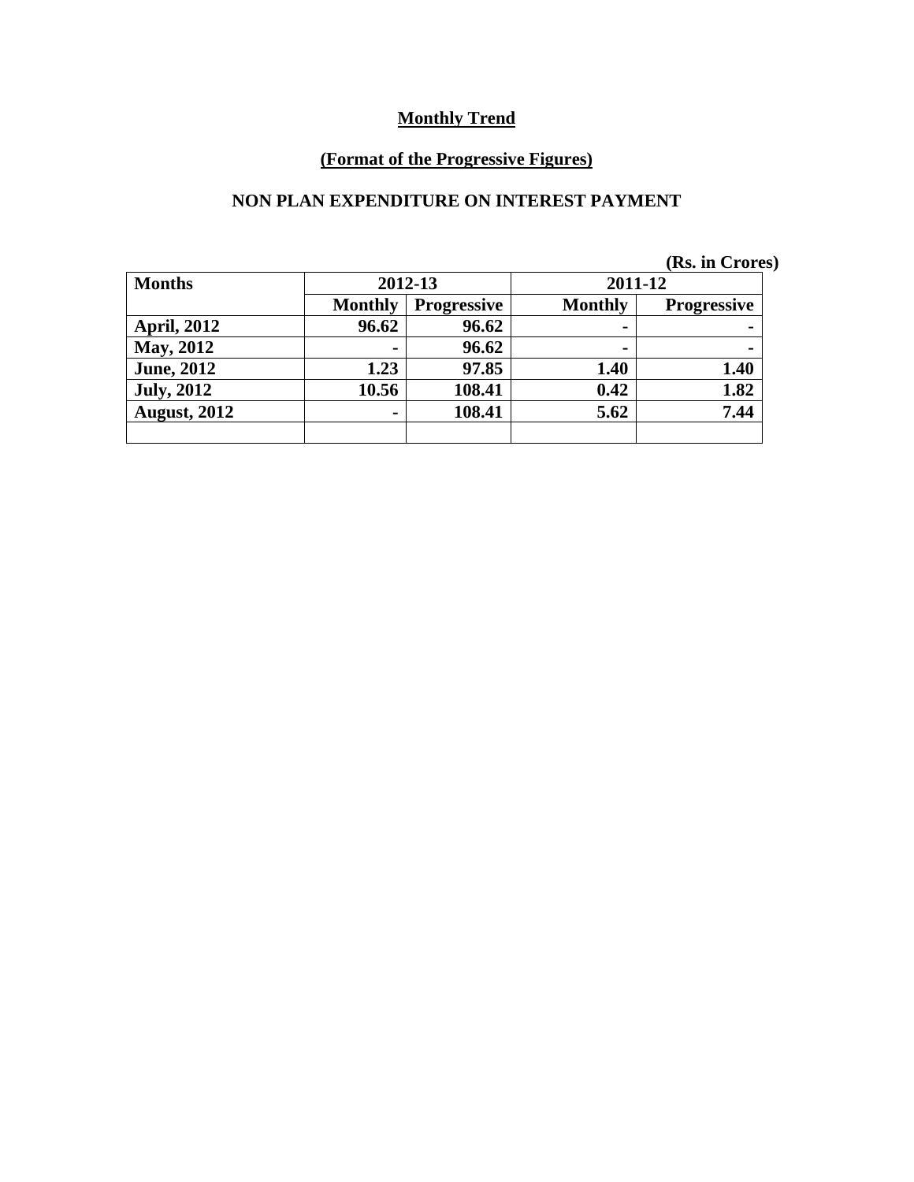# Monthly Trend

## (Format of the Progressive Figures)

### NON PLAN EXPENDITURE ON INTEREST PAYMENT

(Rs. in Crores)

| Months | 2012-13 | | 2011-12 | |
|---|---|---|---|---|
| | Monthly | Progressive | Monthly | Progressive |
| April, 2012 | 96.62 | 96.62 | - | - |
| May, 2012 | - | 96.62 | - | - |
| June, 2012 | 1.23 | 97.85 | 1.40 | 1.40 |
| July, 2012 | 10.56 | 108.41 | 0.42 | 1.82 |
| August, 2012 | - | 108.41 | 5.62 | 7.44 |
| | | | | |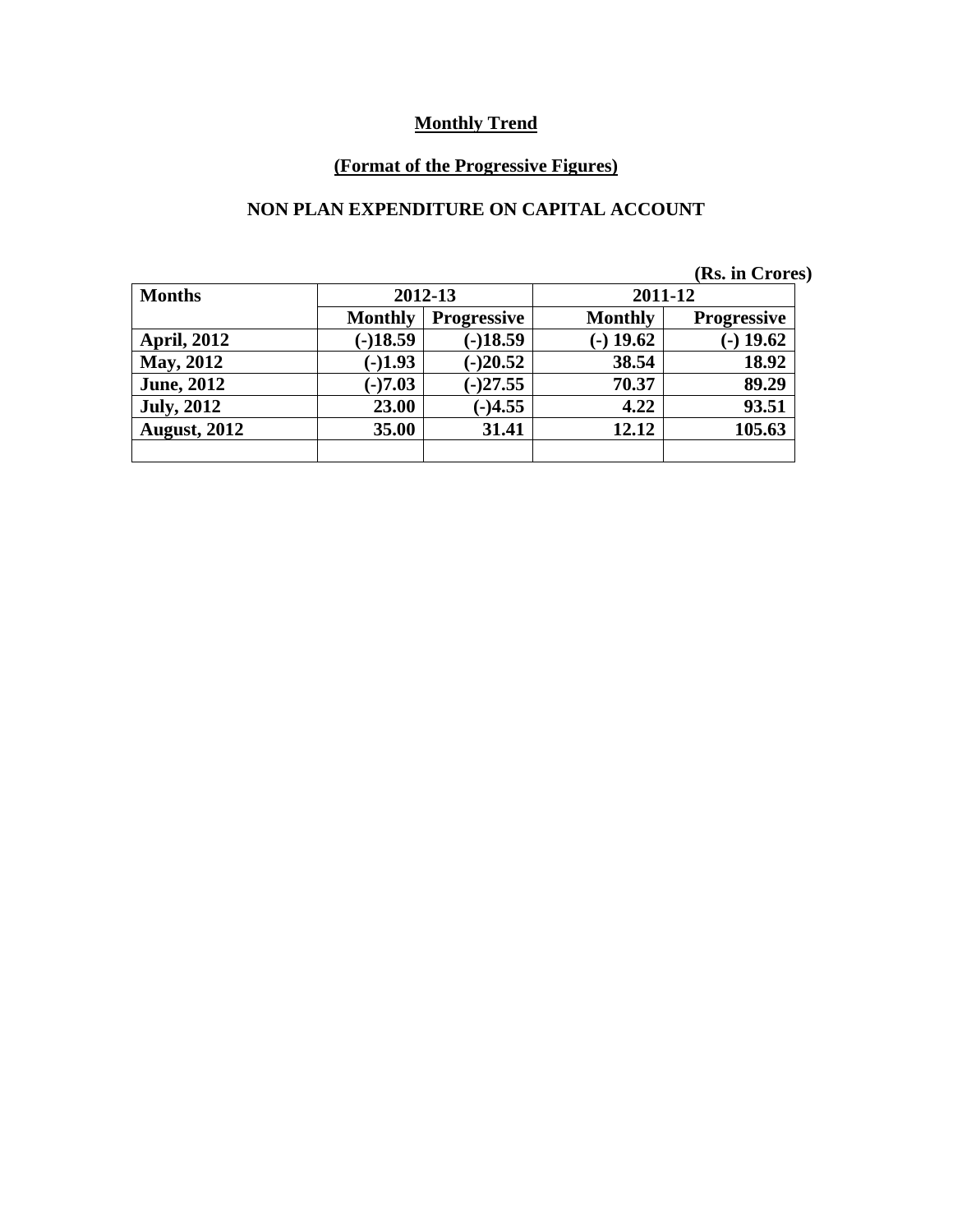**Monthly Trend**

**(Format of the Progressive Figures)**

**NON PLAN EXPENDITURE ON CAPITAL ACCOUNT**

(Rs. in Crores)

| Months | 2012-13 | | 2011-12 | |
|---|---|---|---|---|
| | Monthly | Progressive | Monthly | Progressive |
| April, 2012 | (-)18.59 | (-)18.59 | (-) 19.62 | (-) 19.62 |
| May, 2012 | (-)1.93 | (-)20.52 | 38.54 | 18.92 |
| June, 2012 | (-)7.03 | (-)27.55 | 70.37 | 89.29 |
| July, 2012 | 23.00 | (-)4.55 | 4.22 | 93.51 |
| August, 2012 | 35.00 | 31.41 | 12.12 | 105.63 |
| | | | | |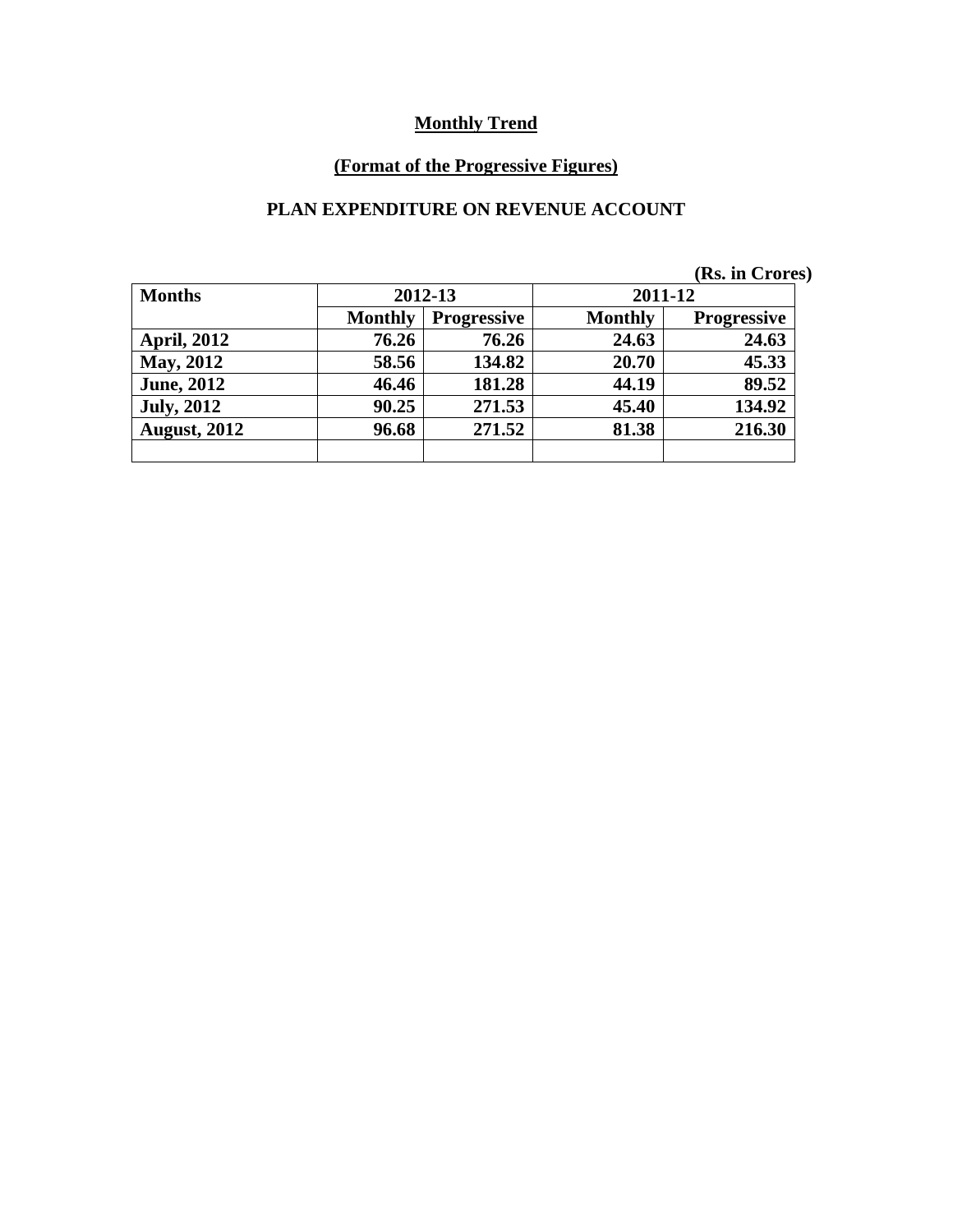## Monthly Trend

### (Format of the Progressive Figures)

### PLAN EXPENDITURE ON REVENUE ACCOUNT

**(Rs. in Crores)**

| Months | 2012-13 | | 2011-12 | |
|---|---|---|---|---|
| | Monthly | Progressive | Monthly | Progressive |
| April, 2012 | 76.26 | 76.26 | 24.63 | 24.63 |
| May, 2012 | 58.56 | 134.82 | 20.70 | 45.33 |
| June, 2012 | 46.46 | 181.28 | 44.19 | 89.52 |
| July, 2012 | 90.25 | 271.53 | 45.40 | 134.92 |
| August, 2012 | 96.68 | 271.52 | 81.38 | 216.30 |
| | | | | |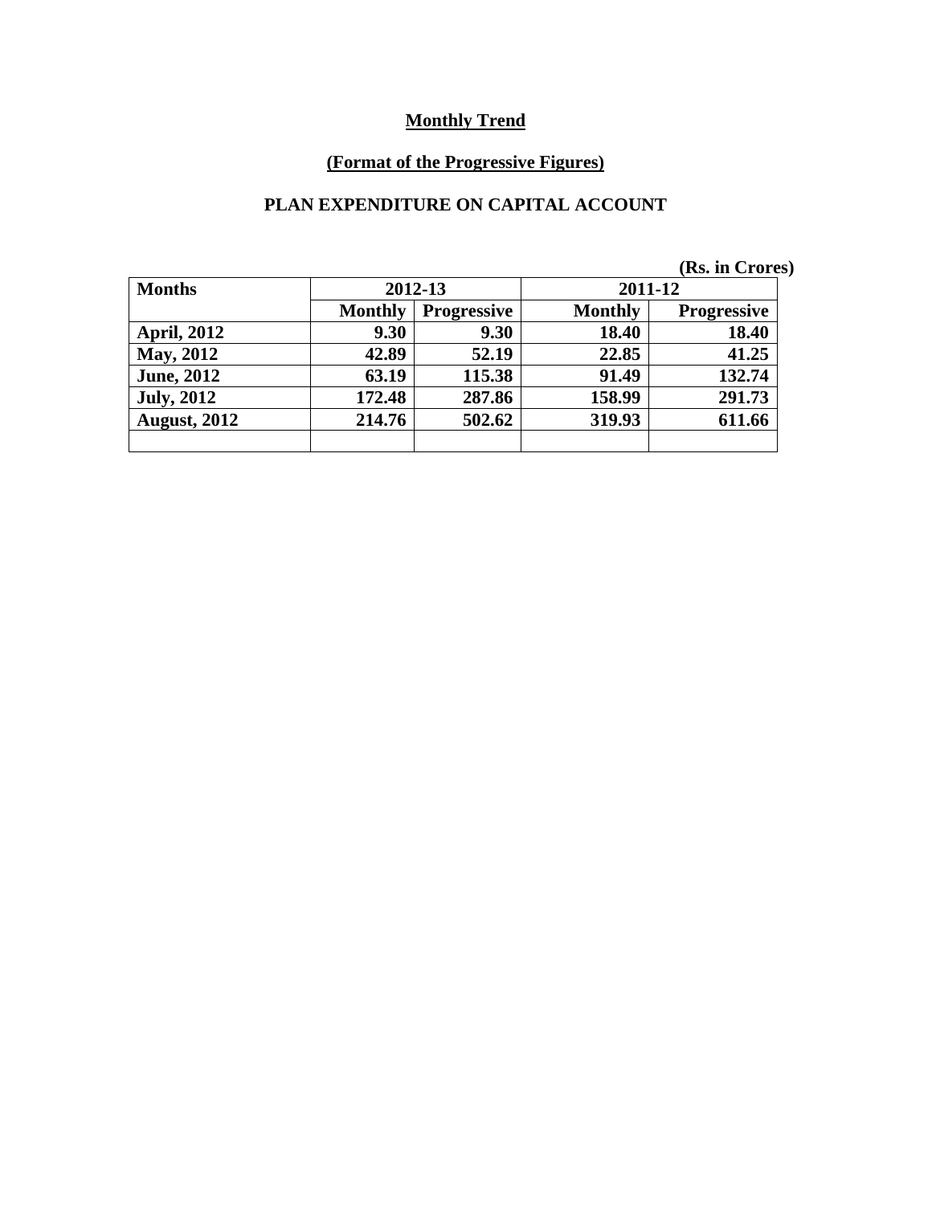**Monthly Trend**

**(Format of the Progressive Figures)**

**PLAN EXPENDITURE ON CAPITAL ACCOUNT**

**(Rs. in Crores)**

| Months | 2012-13 | | 2011-12 | |
|---|---|---|---|---|
| | Monthly | Progressive | Monthly | Progressive |
| April, 2012 | 9.30 | 9.30 | 18.40 | 18.40 |
| May, 2012 | 42.89 | 52.19 | 22.85 | 41.25 |
| June, 2012 | 63.19 | 115.38 | 91.49 | 132.74 |
| July, 2012 | 172.48 | 287.86 | 158.99 | 291.73 |
| August, 2012 | 214.76 | 502.62 | 319.93 | 611.66 |
| | | | | |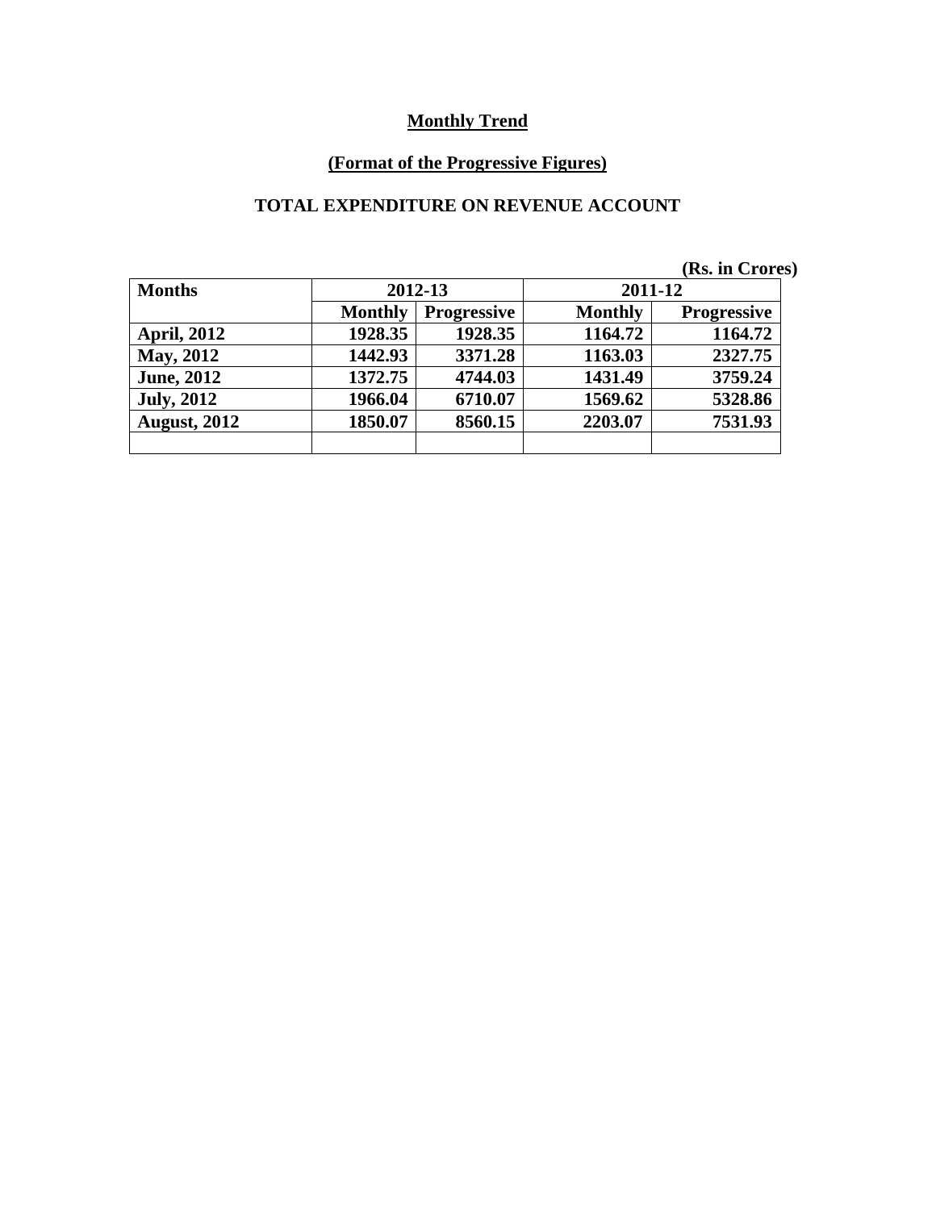**Monthly Trend**

**(Format of the Progressive Figures)**

**TOTAL EXPENDITURE ON REVENUE ACCOUNT**

(Rs. in Crores)

| Months | 2012-13 | | 2011-12 | |
|---|---|---|---|---|
| | Monthly | Progressive | Monthly | Progressive |
| April, 2012 | 1928.35 | 1928.35 | 1164.72 | 1164.72 |
| May, 2012 | 1442.93 | 3371.28 | 1163.03 | 2327.75 |
| June, 2012 | 1372.75 | 4744.03 | 1431.49 | 3759.24 |
| July, 2012 | 1966.04 | 6710.07 | 1569.62 | 5328.86 |
| August, 2012 | 1850.07 | 8560.15 | 2203.07 | 7531.93 |
| | | | | |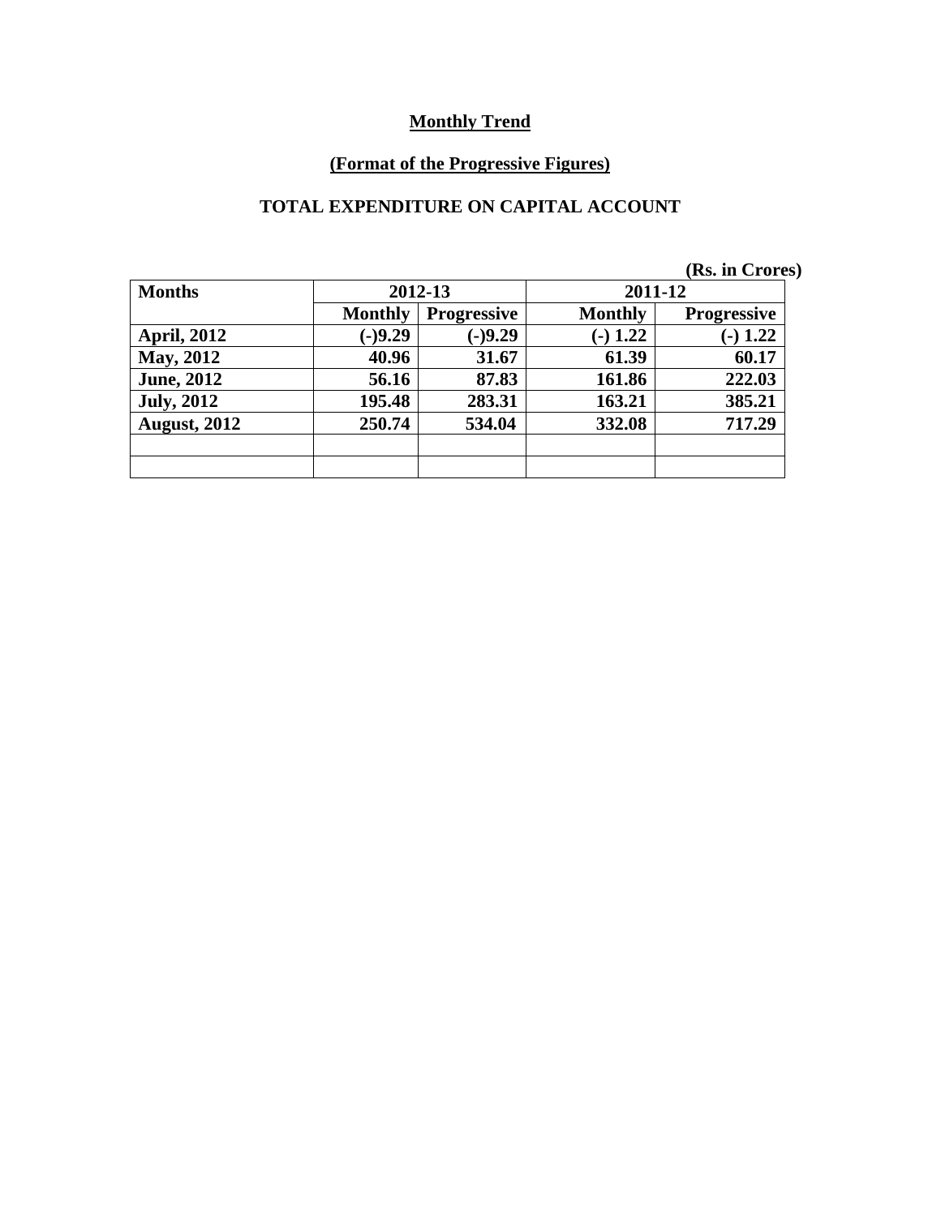**Monthly Trend**

**(Format of the Progressive Figures)**

**TOTAL EXPENDITURE ON CAPITAL ACCOUNT**

(Rs. in Crores)

| Months | 2012-13 | | 2011-12 | |
|---|---|---|---|---|
| | Monthly | Progressive | Monthly | Progressive |
| April, 2012 | (-)9.29 | (-)9.29 | (-) 1.22 | (-) 1.22 |
| May, 2012 | 40.96 | 31.67 | 61.39 | 60.17 |
| June, 2012 | 56.16 | 87.83 | 161.86 | 222.03 |
| July, 2012 | 195.48 | 283.31 | 163.21 | 385.21 |
| August, 2012 | 250.74 | 534.04 | 332.08 | 717.29 |
| | | | | |
| | | | | |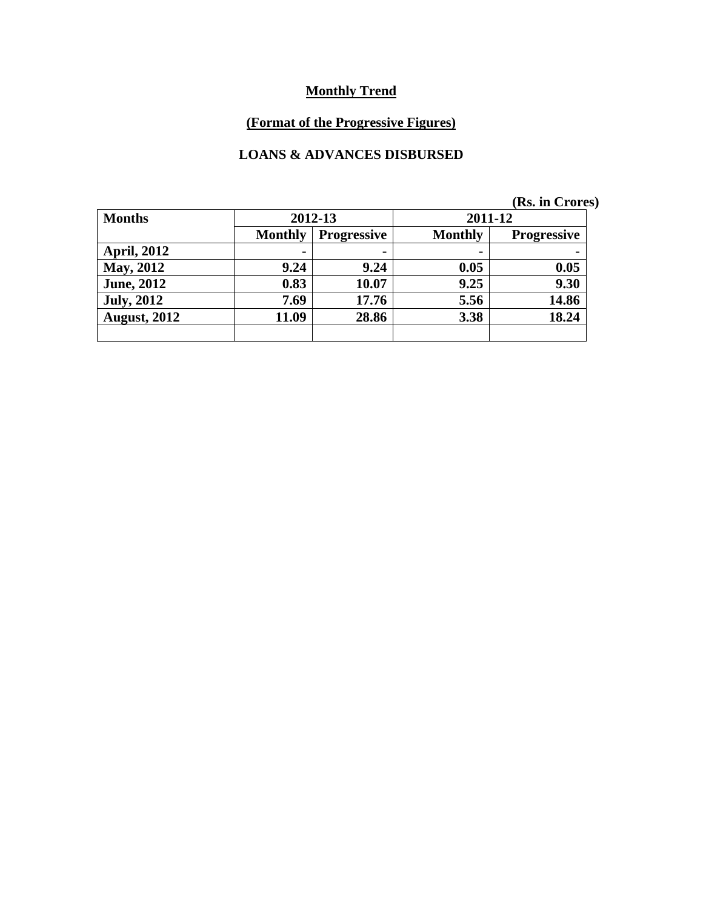**Monthly Trend**

**(Format of the Progressive Figures)**

**LOANS & ADVANCES DISBURSED**

**(Rs. in Crores)**

| Months | 2012-13 | | 2011-12 | |
|---|---|---|---|---|
| | Monthly | Progressive | Monthly | Progressive |
| April, 2012 | - | - | - | - |
| May, 2012 | 9.24 | 9.24 | 0.05 | 0.05 |
| June, 2012 | 0.83 | 10.07 | 9.25 | 9.30 |
| July, 2012 | 7.69 | 17.76 | 5.56 | 14.86 |
| August, 2012 | 11.09 | 28.86 | 3.38 | 18.24 |
| | | | | |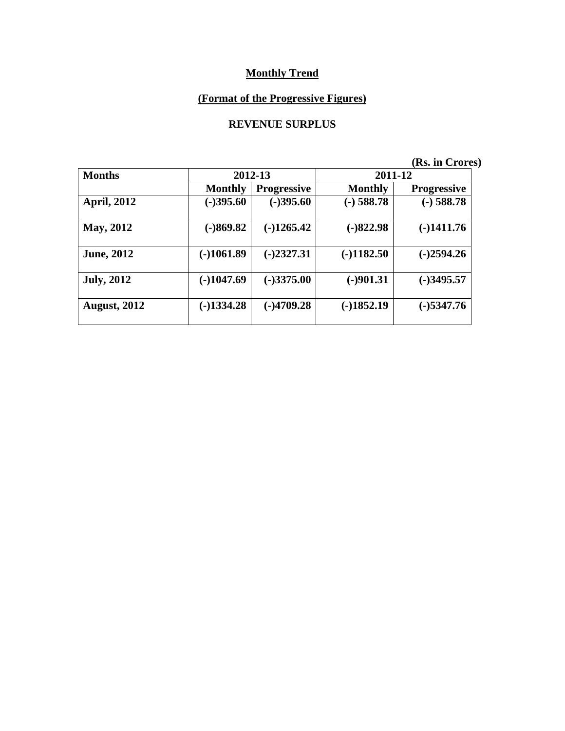## Monthly Trend

### (Format of the Progressive Figures)

### REVENUE SURPLUS

**(Rs. in Crores)**

| Months | 2012-13 | | 2011-12 | |
|---|---|---|---|---|
| | Monthly | Progressive | Monthly | Progressive |
| **April, 2012** | **(-)395.60** | **(-)395.60** | **(-) 588.78** | **(-) 588.78** |
| **May, 2012** | **(-)869.82** | **(-)1265.42** | **(-)822.98** | **(-)1411.76** |
| **June, 2012** | **(-)1061.89** | **(-)2327.31** | **(-)1182.50** | **(-)2594.26** |
| **July, 2012** | **(-)1047.69** | **(-)3375.00** | **(-)901.31** | **(-)3495.57** |
| **August, 2012** | **(-)1334.28** | **(-)4709.28** | **(-)1852.19** | **(-)5347.76** |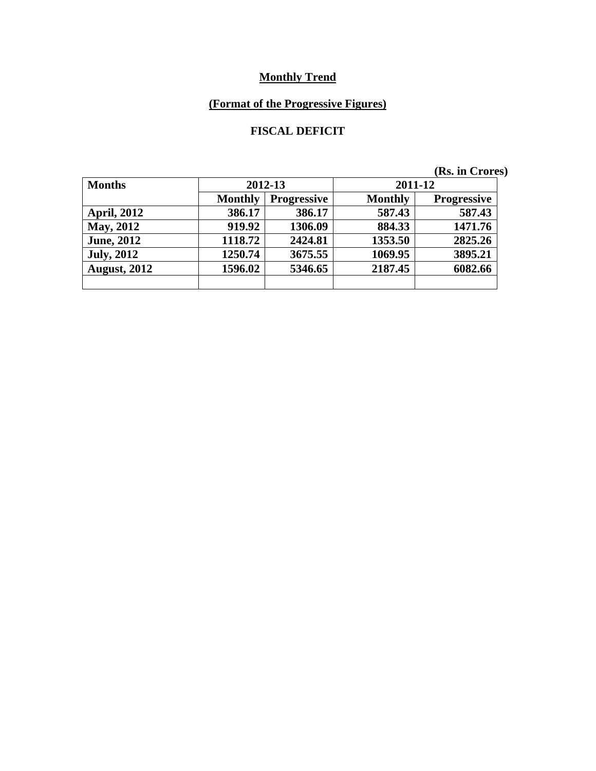**Monthly Trend**

**(Format of the Progressive Figures)**

**FISCAL DEFICIT**

(Rs. in Crores)

| Months | 2012-13 | | 2011-12 | |
|---|---|---|---|---|
| | Monthly | Progressive | Monthly | Progressive |
| April, 2012 | 386.17 | 386.17 | 587.43 | 587.43 |
| May, 2012 | 919.92 | 1306.09 | 884.33 | 1471.76 |
| June, 2012 | 1118.72 | 2424.81 | 1353.50 | 2825.26 |
| July, 2012 | 1250.74 | 3675.55 | 1069.95 | 3895.21 |
| August, 2012 | 1596.02 | 5346.65 | 2187.45 | 6082.66 |
| | | | | |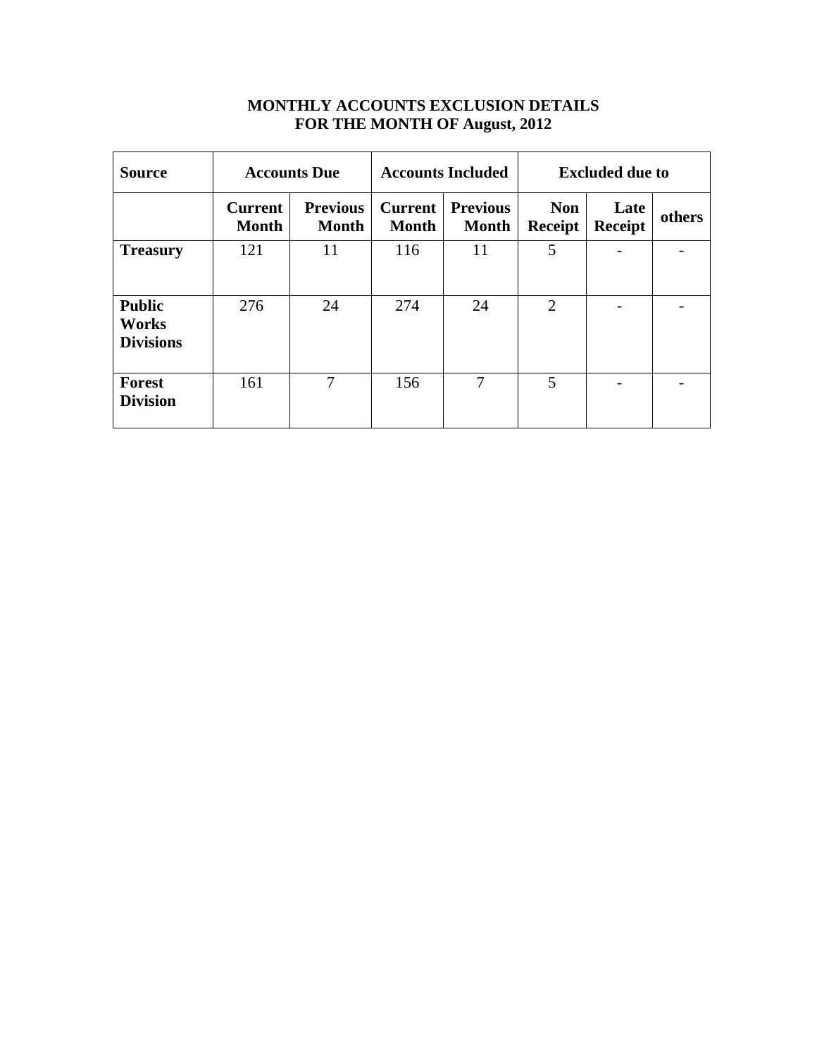**MONTHLY ACCOUNTS EXCLUSION DETAILS**
**FOR THE MONTH OF August, 2012**

| Source | Accounts Due | | Accounts Included | | Excluded due to | | |
|---|---|---|---|---|---|---|---|
| | Current Month | Previous Month | Current Month | Previous Month | Non Receipt | Late Receipt | others |
| **Treasury** | 121 | 11 | 116 | 11 | 5 | - | - |
| **Public Works Divisions** | 276 | 24 | 274 | 24 | 2 | - | - |
| **Forest Division** | 161 | 7 | 156 | 7 | 5 | - | - |